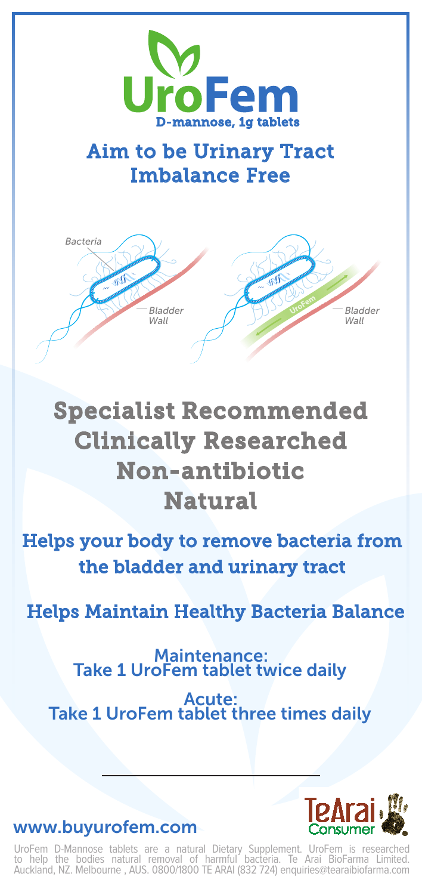# UroFem

D-mannose, 1g tablets

## Aim to be Urinary Tract Imbalance Free

*Bacteria*

*Bladder Wall*

UroFem

*Bladder Wall*

## Specialist Recommended
## Clinically Researched
## Non-antibiotic
## Natural

### Helps your body to remove bacteria from the bladder and urinary tract

### Helps Maintain Healthy Bacteria Balance

**Maintenance:**
Take 1 UroFem tablet twice daily

**Acute:**
Take 1 UroFem tablet three times daily

---

TeArai Consumer

**www.buyurofem.com**

UroFem D-Mannose tablets are a natural Dietary Supplement. UroFem is researched to help the bodies natural removal of harmful bacteria. Te Arai BioFarma Limited. Auckland, NZ. Melbourne , AUS. 0800/1800 TE ARAI (832 724) enquiries@tearaibiofarma.com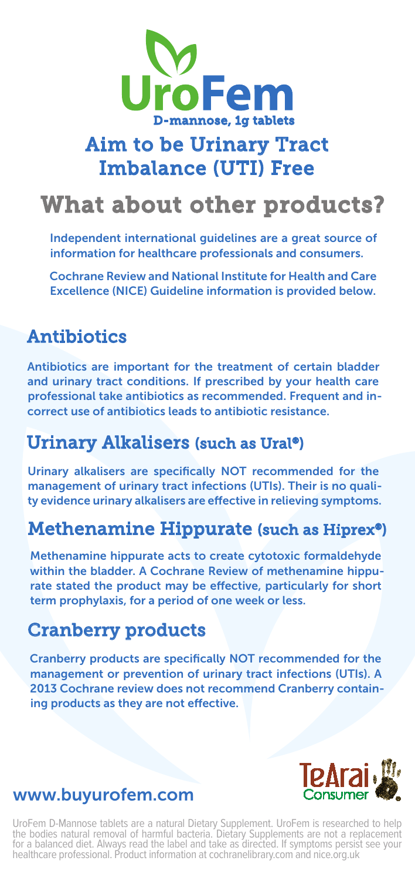# UroFem

D-mannose, 1g tablets

## Aim to be Urinary Tract Imbalance (UTI) Free

# What about other products?

Independent international guidelines are a great source of information for healthcare professionals and consumers.

Cochrane Review and National Institute for Health and Care Excellence (NICE) Guideline information is provided below.

## Antibiotics

Antibiotics are important for the treatment of certain bladder and urinary tract conditions. If prescribed by your health care professional take antibiotics as recommended. Frequent and incorrect use of antibiotics leads to antibiotic resistance.

## Urinary Alkalisers (such as Ural®)

Urinary alkalisers are specifically NOT recommended for the management of urinary tract infections (UTIs). Their is no quality evidence urinary alkalisers are effective in relieving symptoms.

## Methenamine Hippurate (such as Hiprex®)

Methenamine hippurate acts to create cytotoxic formaldehyde within the bladder. A Cochrane Review of methenamine hippurate stated the product may be effective, particularly for short term prophylaxis, for a period of one week or less.

## Cranberry products

Cranberry products are specifically NOT recommended for the management or prevention of urinary tract infections (UTIs). A 2013 Cochrane review does not recommend Cranberry containing products as they are not effective.

www.buyurofem.com

TeArai Consumer

UroFem D-Mannose tablets are a natural Dietary Supplement. UroFem is researched to help the bodies natural removal of harmful bacteria. Dietary Supplements are not a replacement for a balanced diet. Always read the label and take as directed. If symptoms persist see your healthcare professional. Product information at cochranelibrary.com and nice.org.uk